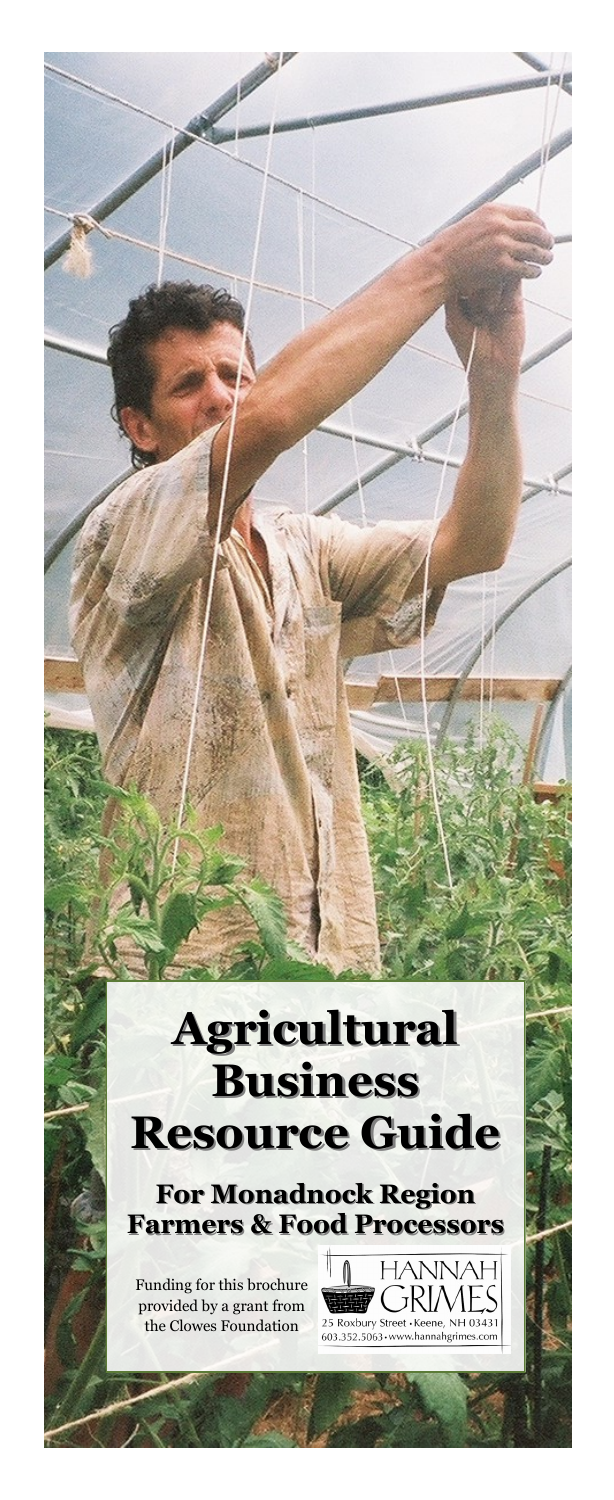# Agricultural Business Resource Guide

## For Monadnock Region Farmers & Food Processors

Funding for this brochure provided by a grant from the Clowes Foundation

HANNAH GRIMES
25 Roxbury Street • Keene, NH 03431
603.352.5063 • www.hannahgrimes.com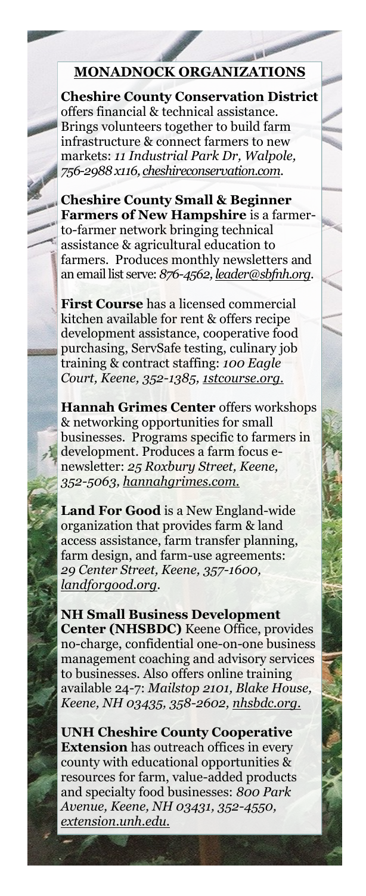## MONADNOCK ORGANIZATIONS

**Cheshire County Conservation District** offers financial & technical assistance. Brings volunteers together to build farm infrastructure & connect farmers to new markets: *11 Industrial Park Dr, Walpole, 756-2988 x116, cheshireconservation.com.*

**Cheshire County Small & Beginner Farmers of New Hampshire** is a farmer-to-farmer network bringing technical assistance & agricultural education to farmers. Produces monthly newsletters and an email list serve: *876-4562, leader@sbfnh.org.*

**First Course** has a licensed commercial kitchen available for rent & offers recipe development assistance, cooperative food purchasing, ServSafe testing, culinary job training & contract staffing: *100 Eagle Court, Keene, 352-1385, 1stcourse.org.*

**Hannah Grimes Center** offers workshops & networking opportunities for small businesses. Programs specific to farmers in development. Produces a farm focus e-newsletter: *25 Roxbury Street, Keene, 352-5063, hannahgrimes.com.*

**Land For Good** is a New England-wide organization that provides farm & land access assistance, farm transfer planning, farm design, and farm-use agreements: *29 Center Street, Keene, 357-1600, landforgood.org.*

**NH Small Business Development Center (NHSBDC)** Keene Office, provides no-charge, confidential one-on-one business management coaching and advisory services to businesses. Also offers online training available 24-7: *Mailstop 2101, Blake House, Keene, NH 03435, 358-2602, nhsbdc.org.*

**UNH Cheshire County Cooperative Extension** has outreach offices in every county with educational opportunities & resources for farm, value-added products and specialty food businesses: *800 Park Avenue, Keene, NH 03431, 352-4550, extension.unh.edu.*